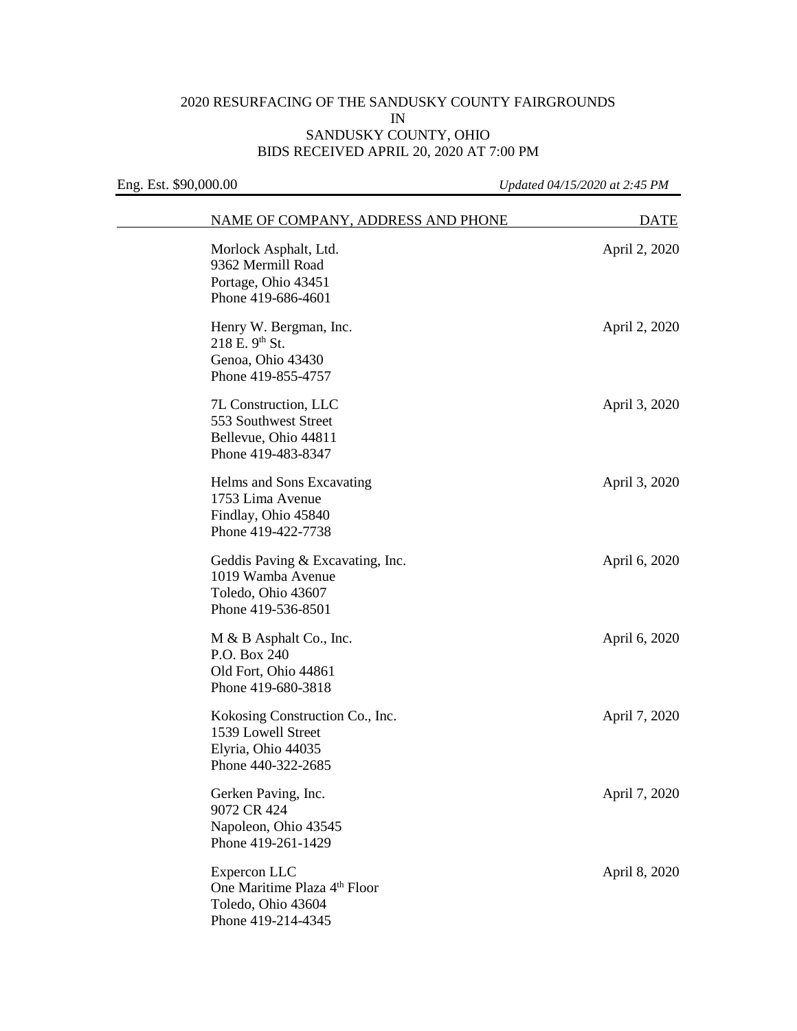# 2020 RESURFACING OF THE SANDUSKY COUNTY FAIRGROUNDS
# IN
# SANDUSKY COUNTY, OHIO
# BIDS RECEIVED APRIL 20, 2020 AT 7:00 PM

Eng. Est. $90,000.00 *Updated 04/15/2020 at 2:45 PM*

| NAME OF COMPANY, ADDRESS AND PHONE | DATE |
|---|---|
| Morlock Asphalt, Ltd.<br>9362 Mermill Road<br>Portage, Ohio 43451<br>Phone 419-686-4601 | April 2, 2020 |
| Henry W. Bergman, Inc.<br>218 E. 9th St.<br>Genoa, Ohio 43430<br>Phone 419-855-4757 | April 2, 2020 |
| 7L Construction, LLC<br>553 Southwest Street<br>Bellevue, Ohio 44811<br>Phone 419-483-8347 | April 3, 2020 |
| Helms and Sons Excavating<br>1753 Lima Avenue<br>Findlay, Ohio 45840<br>Phone 419-422-7738 | April 3, 2020 |
| Geddis Paving & Excavating, Inc.<br>1019 Wamba Avenue<br>Toledo, Ohio 43607<br>Phone 419-536-8501 | April 6, 2020 |
| M & B Asphalt Co., Inc.<br>P.O. Box 240<br>Old Fort, Ohio 44861<br>Phone 419-680-3818 | April 6, 2020 |
| Kokosing Construction Co., Inc.<br>1539 Lowell Street<br>Elyria, Ohio 44035<br>Phone 440-322-2685 | April 7, 2020 |
| Gerken Paving, Inc.<br>9072 CR 424<br>Napoleon, Ohio 43545<br>Phone 419-261-1429 | April 7, 2020 |
| Expercon LLC<br>One Maritime Plaza 4th Floor<br>Toledo, Ohio 43604<br>Phone 419-214-4345 | April 8, 2020 |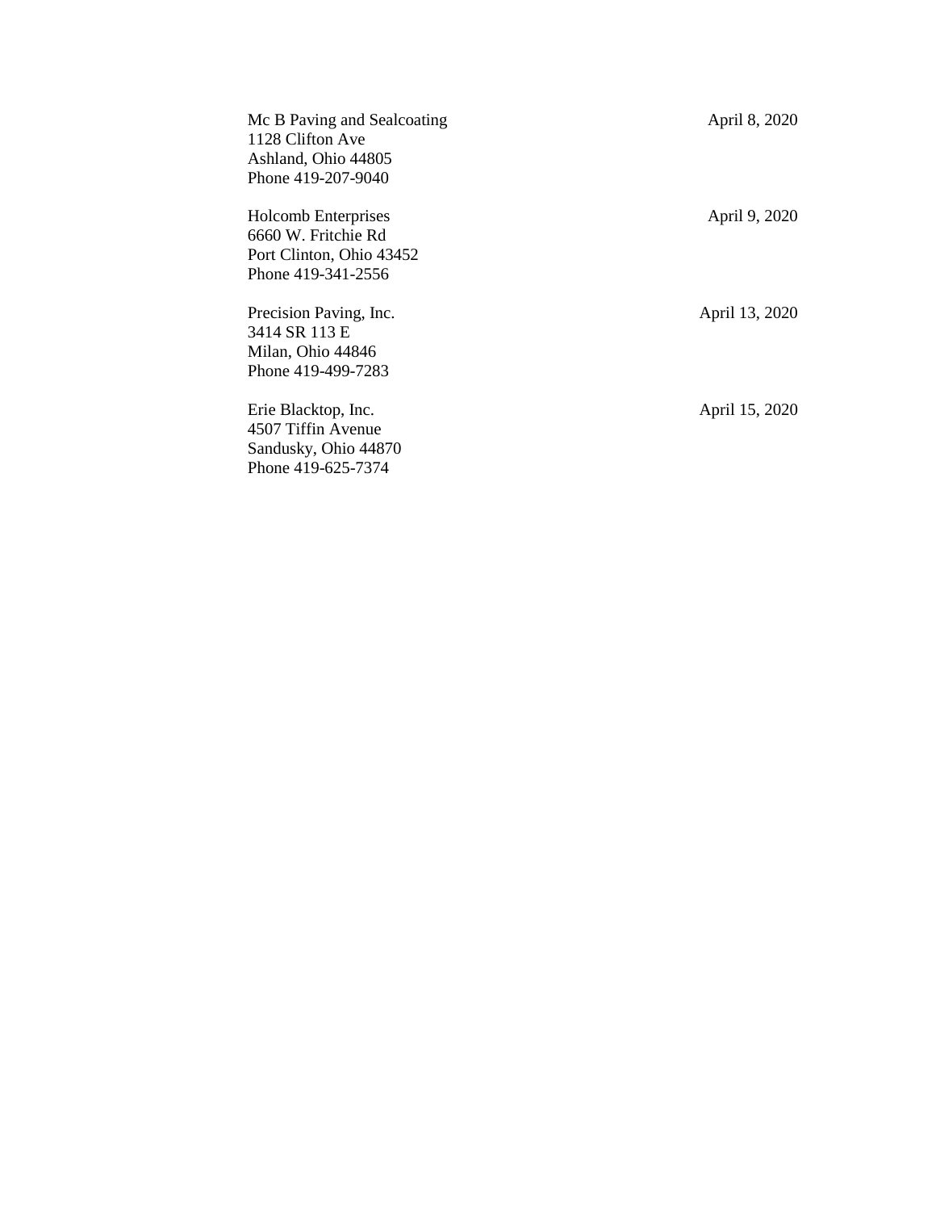Mc B Paving and Sealcoating
1128 Clifton Ave
Ashland, Ohio 44805
Phone 419-207-9040

April 8, 2020

Holcomb Enterprises
6660 W. Fritchie Rd
Port Clinton, Ohio 43452
Phone 419-341-2556

April 9, 2020

Precision Paving, Inc.
3414 SR 113 E
Milan, Ohio 44846
Phone 419-499-7283

April 13, 2020

Erie Blacktop, Inc.
4507 Tiffin Avenue
Sandusky, Ohio 44870
Phone 419-625-7374

April 15, 2020